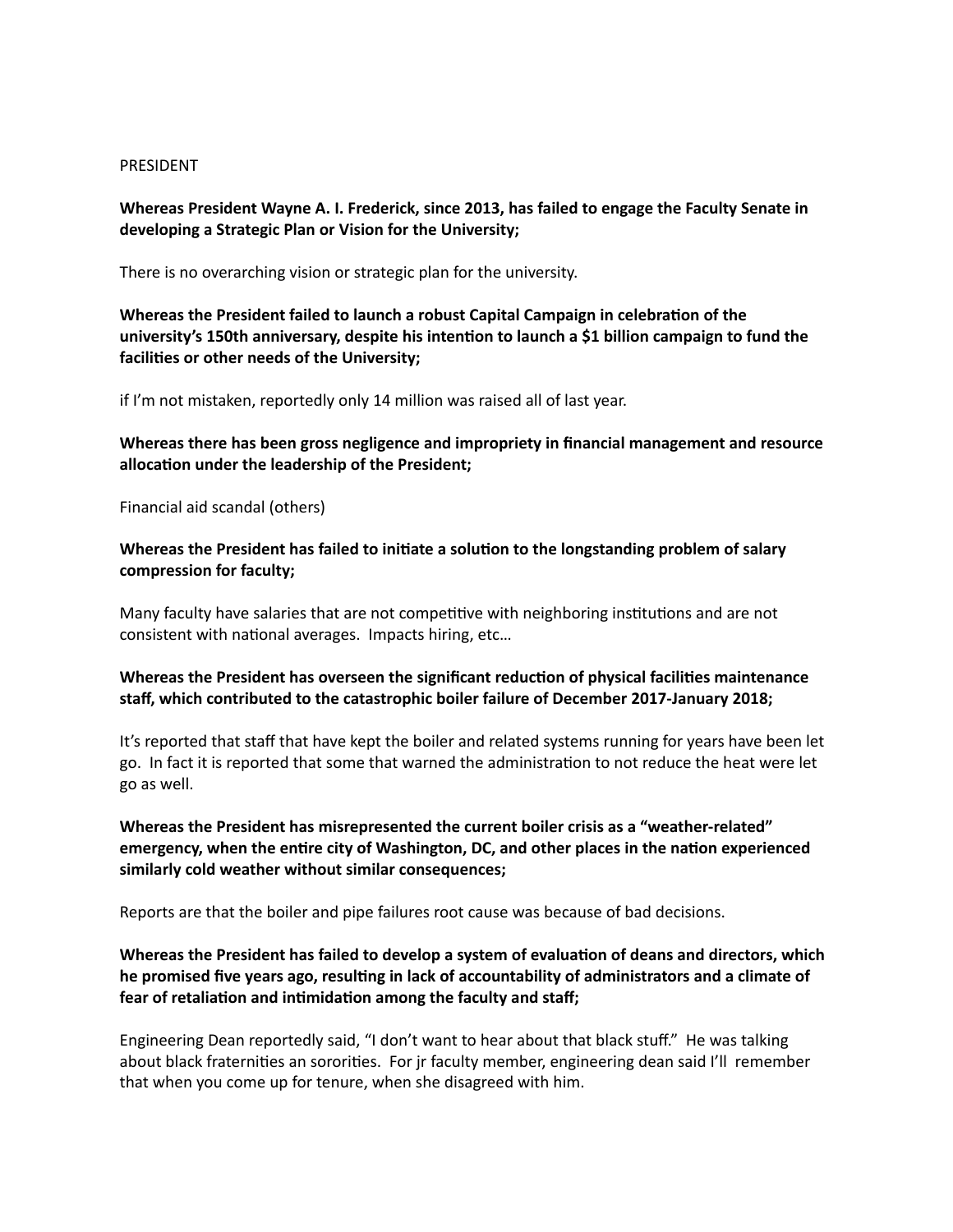PRESIDENT

**Whereas President Wayne A. I. Frederick, since 2013, has failed to engage the Faculty Senate in developing a Strategic Plan or Vision for the University;**

There is no overarching vision or strategic plan for the university.

**Whereas the President failed to launch a robust Capital Campaign in celebration of the university's 150th anniversary, despite his intention to launch a $1 billion campaign to fund the facilities or other needs of the University;**

if I'm not mistaken, reportedly only 14 million was raised all of last year.

**Whereas there has been gross negligence and impropriety in financial management and resource allocation under the leadership of the President;**

Financial aid scandal (others)

**Whereas the President has failed to initiate a solution to the longstanding problem of salary compression for faculty;**

Many faculty have salaries that are not competitive with neighboring institutions and are not consistent with national averages. Impacts hiring, etc…

**Whereas the President has overseen the significant reduction of physical facilities maintenance staff, which contributed to the catastrophic boiler failure of December 2017-January 2018;**

It's reported that staff that have kept the boiler and related systems running for years have been let go. In fact it is reported that some that warned the administration to not reduce the heat were let go as well.

**Whereas the President has misrepresented the current boiler crisis as a "weather-related" emergency, when the entire city of Washington, DC, and other places in the nation experienced similarly cold weather without similar consequences;**

Reports are that the boiler and pipe failures root cause was because of bad decisions.

**Whereas the President has failed to develop a system of evaluation of deans and directors, which he promised five years ago, resulting in lack of accountability of administrators and a climate of fear of retaliation and intimidation among the faculty and staff;**

Engineering Dean reportedly said, "I don't want to hear about that black stuff." He was talking about black fraternities an sororities. For jr faculty member, engineering dean said I'll remember that when you come up for tenure, when she disagreed with him.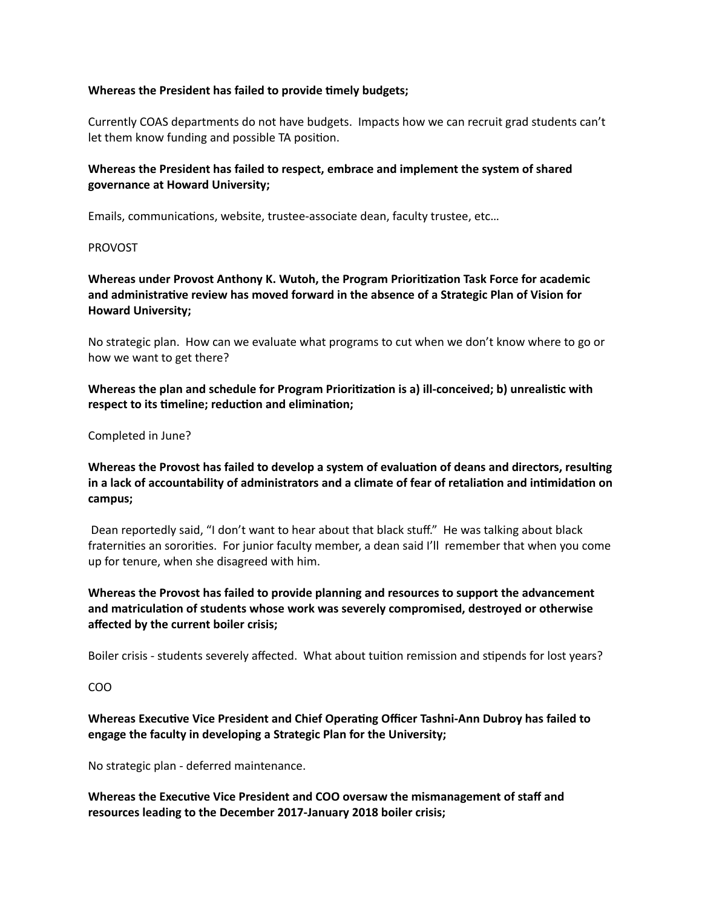**Whereas the President has failed to provide timely budgets;**

Currently COAS departments do not have budgets. Impacts how we can recruit grad students can't let them know funding and possible TA position.

**Whereas the President has failed to respect, embrace and implement the system of shared governance at Howard University;**

Emails, communications, website, trustee-associate dean, faculty trustee, etc…

PROVOST

**Whereas under Provost Anthony K. Wutoh, the Program Prioritization Task Force for academic and administrative review has moved forward in the absence of a Strategic Plan of Vision for Howard University;**

No strategic plan. How can we evaluate what programs to cut when we don't know where to go or how we want to get there?

**Whereas the plan and schedule for Program Prioritization is a) ill-conceived; b) unrealistic with respect to its timeline; reduction and elimination;**

Completed in June?

**Whereas the Provost has failed to develop a system of evaluation of deans and directors, resulting in a lack of accountability of administrators and a climate of fear of retaliation and intimidation on campus;**

Dean reportedly said, "I don't want to hear about that black stuff." He was talking about black fraternities an sororities. For junior faculty member, a dean said I'll remember that when you come up for tenure, when she disagreed with him.

**Whereas the Provost has failed to provide planning and resources to support the advancement and matriculation of students whose work was severely compromised, destroyed or otherwise affected by the current boiler crisis;**

Boiler crisis - students severely affected. What about tuition remission and stipends for lost years?

COO

**Whereas Executive Vice President and Chief Operating Officer Tashni-Ann Dubroy has failed to engage the faculty in developing a Strategic Plan for the University;**

No strategic plan - deferred maintenance.

**Whereas the Executive Vice President and COO oversaw the mismanagement of staff and resources leading to the December 2017-January 2018 boiler crisis;**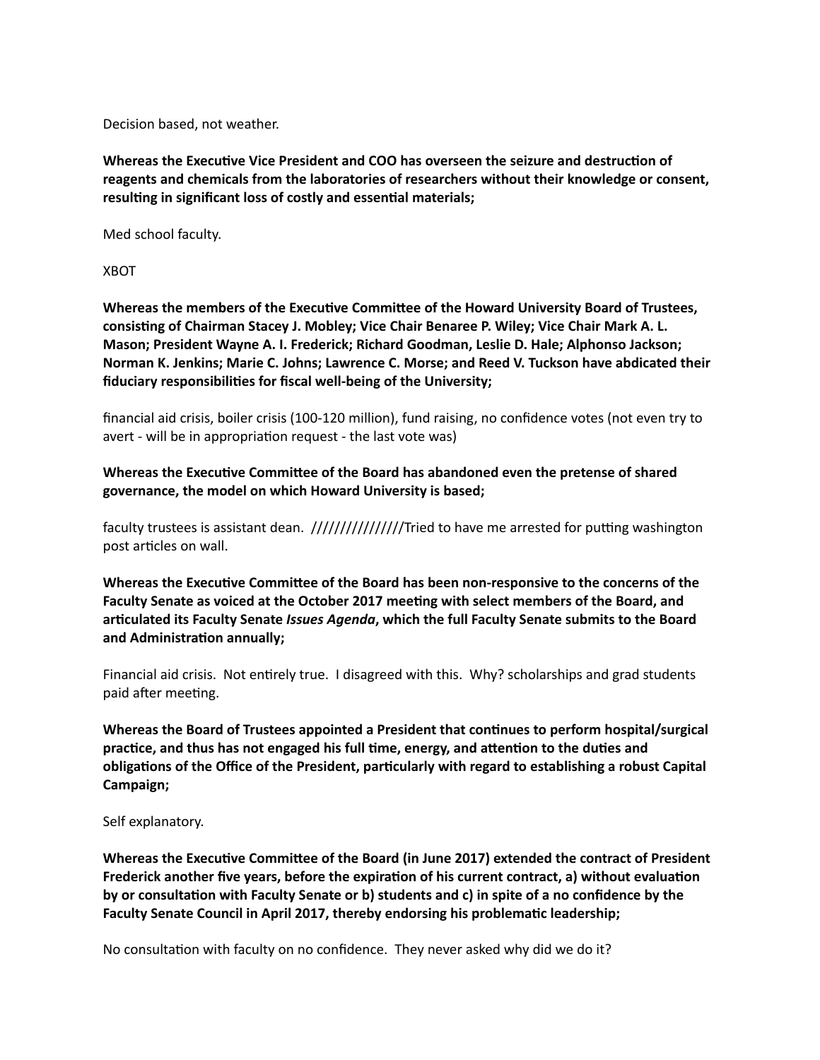Decision based, not weather.

**Whereas the Executive Vice President and COO has overseen the seizure and destruction of reagents and chemicals from the laboratories of researchers without their knowledge or consent, resulting in significant loss of costly and essential materials;**

Med school faculty.

XBOT

**Whereas the members of the Executive Committee of the Howard University Board of Trustees, consisting of Chairman Stacey J. Mobley; Vice Chair Benaree P. Wiley; Vice Chair Mark A. L. Mason; President Wayne A. I. Frederick; Richard Goodman, Leslie D. Hale; Alphonso Jackson; Norman K. Jenkins; Marie C. Johns; Lawrence C. Morse; and Reed V. Tuckson have abdicated their fiduciary responsibilities for fiscal well-being of the University;**

financial aid crisis, boiler crisis (100-120 million), fund raising, no confidence votes (not even try to avert - will be in appropriation request - the last vote was)

**Whereas the Executive Committee of the Board has abandoned even the pretense of shared governance, the model on which Howard University is based;**

faculty trustees is assistant dean. ///////////////Tried to have me arrested for putting washington post articles on wall.

**Whereas the Executive Committee of the Board has been non-responsive to the concerns of the Faculty Senate as voiced at the October 2017 meeting with select members of the Board, and articulated its Faculty Senate *Issues Agenda*, which the full Faculty Senate submits to the Board and Administration annually;**

Financial aid crisis. Not entirely true. I disagreed with this. Why? scholarships and grad students paid after meeting.

**Whereas the Board of Trustees appointed a President that continues to perform hospital/surgical practice, and thus has not engaged his full time, energy, and attention to the duties and obligations of the Office of the President, particularly with regard to establishing a robust Capital Campaign;**

Self explanatory.

**Whereas the Executive Committee of the Board (in June 2017) extended the contract of President Frederick another five years, before the expiration of his current contract, a) without evaluation by or consultation with Faculty Senate or b) students and c) in spite of a no confidence by the Faculty Senate Council in April 2017, thereby endorsing his problematic leadership;**

No consultation with faculty on no confidence. They never asked why did we do it?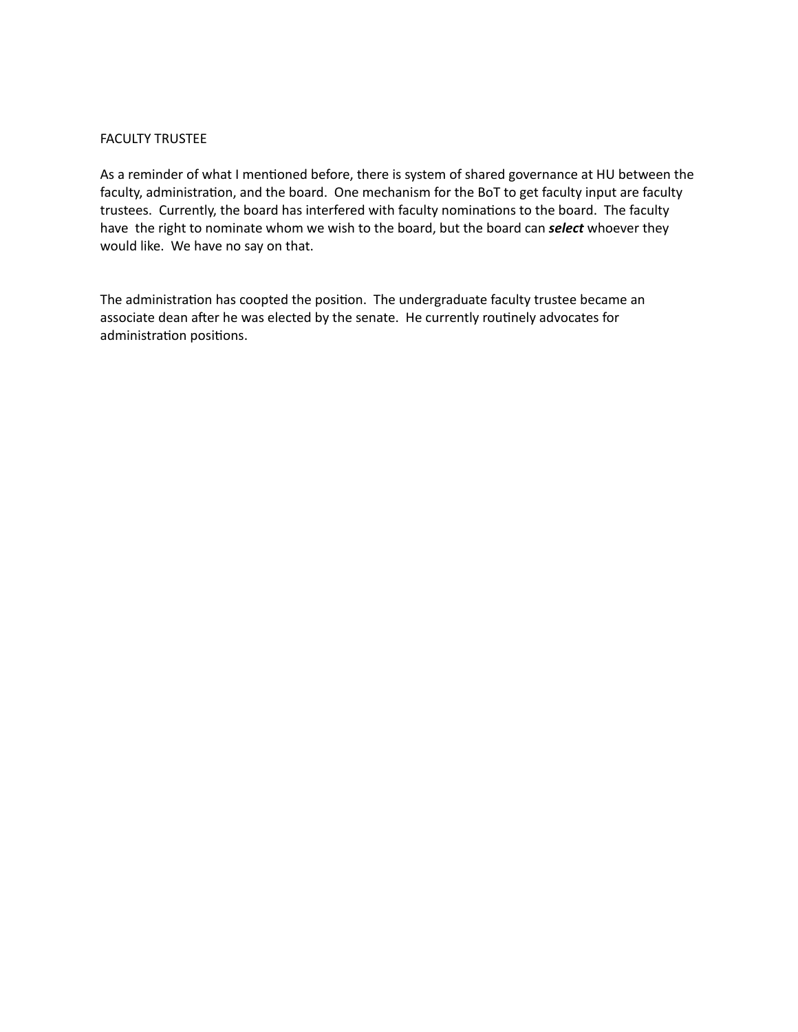FACULTY TRUSTEE

As a reminder of what I mentioned before, there is system of shared governance at HU between the faculty, administration, and the board. One mechanism for the BoT to get faculty input are faculty trustees. Currently, the board has interfered with faculty nominations to the board. The faculty have the right to nominate whom we wish to the board, but the board can ***select*** whoever they would like. We have no say on that.

The administration has coopted the position. The undergraduate faculty trustee became an associate dean after he was elected by the senate. He currently routinely advocates for administration positions.